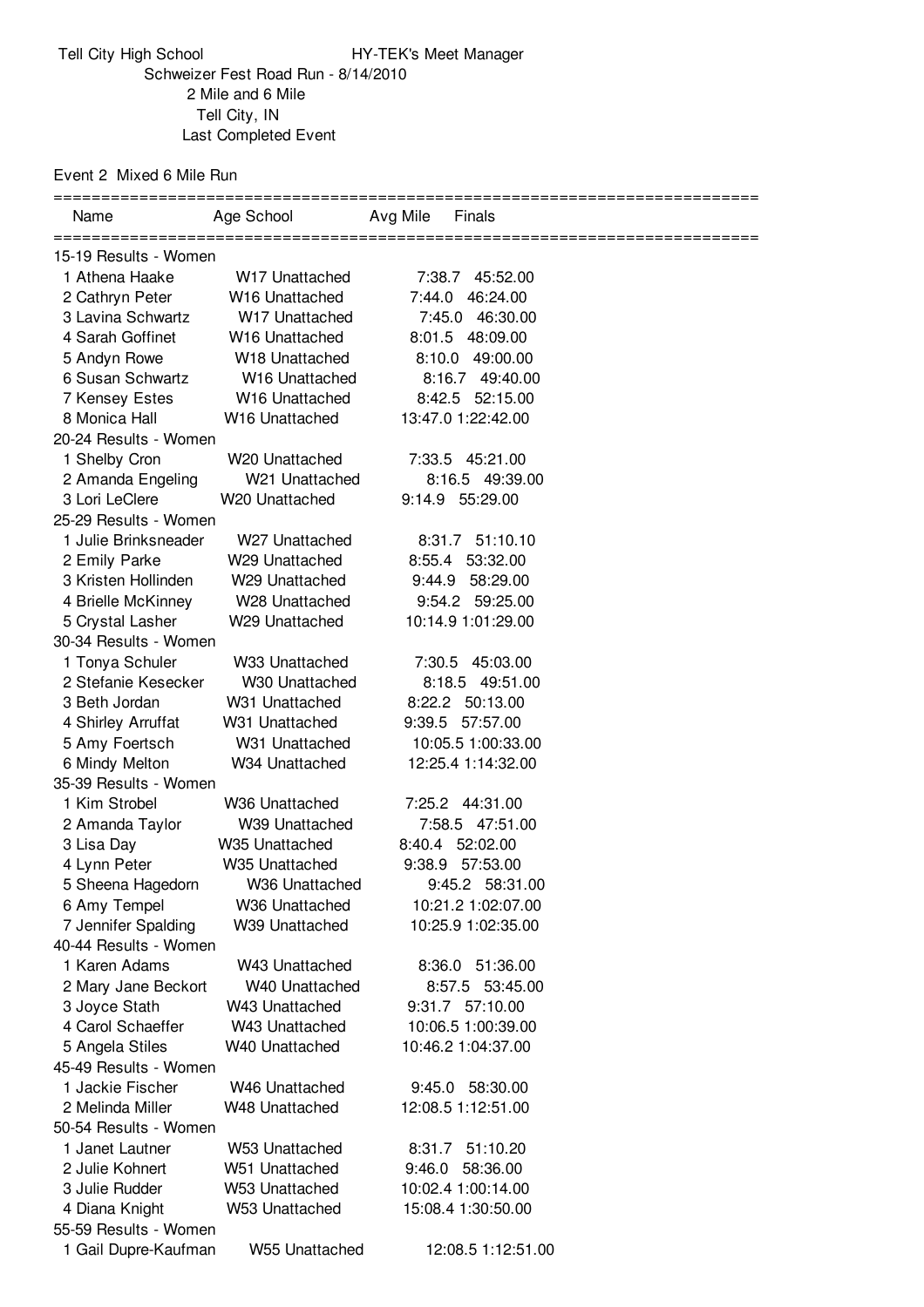Tell City High School HY-TEK's Meet Manager

Schweizer Fest Road Run - 8/14/2010

2 Mile and 6 Mile

Tell City, IN

Last Completed Event

## Event 2 Mixed 6 Mile Run

| Name | Age | School | Avg Mile | Finals |
|---|---|---|---|---|
| **15-19 Results - Women** | | | | |
| 1 Athena Haake | W17 | Unattached | 7:38.7 | 45:52.00 |
| 2 Cathryn Peter | W16 | Unattached | 7:44.0 | 46:24.00 |
| 3 Lavina Schwartz | W17 | Unattached | 7:45.0 | 46:30.00 |
| 4 Sarah Goffinet | W16 | Unattached | 8:01.5 | 48:09.00 |
| 5 Andyn Rowe | W18 | Unattached | 8:10.0 | 49:00.00 |
| 6 Susan Schwartz | W16 | Unattached | 8:16.7 | 49:40.00 |
| 7 Kensey Estes | W16 | Unattached | 8:42.5 | 52:15.00 |
| 8 Monica Hall | W16 | Unattached | 13:47.0 | 1:22:42.00 |
| **20-24 Results - Women** | | | | |
| 1 Shelby Cron | W20 | Unattached | 7:33.5 | 45:21.00 |
| 2 Amanda Engeling | W21 | Unattached | 8:16.5 | 49:39.00 |
| 3 Lori LeClere | W20 | Unattached | 9:14.9 | 55:29.00 |
| **25-29 Results - Women** | | | | |
| 1 Julie Brinksneader | W27 | Unattached | 8:31.7 | 51:10.10 |
| 2 Emily Parke | W29 | Unattached | 8:55.4 | 53:32.00 |
| 3 Kristen Hollinden | W29 | Unattached | 9:44.9 | 58:29.00 |
| 4 Brielle McKinney | W28 | Unattached | 9:54.2 | 59:25.00 |
| 5 Crystal Lasher | W29 | Unattached | 10:14.9 | 1:01:29.00 |
| **30-34 Results - Women** | | | | |
| 1 Tonya Schuler | W33 | Unattached | 7:30.5 | 45:03.00 |
| 2 Stefanie Kesecker | W30 | Unattached | 8:18.5 | 49:51.00 |
| 3 Beth Jordan | W31 | Unattached | 8:22.2 | 50:13.00 |
| 4 Shirley Arruffat | W31 | Unattached | 9:39.5 | 57:57.00 |
| 5 Amy Foertsch | W31 | Unattached | 10:05.5 | 1:00:33.00 |
| 6 Mindy Melton | W34 | Unattached | 12:25.4 | 1:14:32.00 |
| **35-39 Results - Women** | | | | |
| 1 Kim Strobel | W36 | Unattached | 7:25.2 | 44:31.00 |
| 2 Amanda Taylor | W39 | Unattached | 7:58.5 | 47:51.00 |
| 3 Lisa Day | W35 | Unattached | 8:40.4 | 52:02.00 |
| 4 Lynn Peter | W35 | Unattached | 9:38.9 | 57:53.00 |
| 5 Sheena Hagedorn | W36 | Unattached | 9:45.2 | 58:31.00 |
| 6 Amy Tempel | W36 | Unattached | 10:21.2 | 1:02:07.00 |
| 7 Jennifer Spalding | W39 | Unattached | 10:25.9 | 1:02:35.00 |
| **40-44 Results - Women** | | | | |
| 1 Karen Adams | W43 | Unattached | 8:36.0 | 51:36.00 |
| 2 Mary Jane Beckort | W40 | Unattached | 8:57.5 | 53:45.00 |
| 3 Joyce Stath | W43 | Unattached | 9:31.7 | 57:10.00 |
| 4 Carol Schaeffer | W43 | Unattached | 10:06.5 | 1:00:39.00 |
| 5 Angela Stiles | W40 | Unattached | 10:46.2 | 1:04:37.00 |
| **45-49 Results - Women** | | | | |
| 1 Jackie Fischer | W46 | Unattached | 9:45.0 | 58:30.00 |
| 2 Melinda Miller | W48 | Unattached | 12:08.5 | 1:12:51.00 |
| **50-54 Results - Women** | | | | |
| 1 Janet Lautner | W53 | Unattached | 8:31.7 | 51:10.20 |
| 2 Julie Kohnert | W51 | Unattached | 9:46.0 | 58:36.00 |
| 3 Julie Rudder | W53 | Unattached | 10:02.4 | 1:00:14.00 |
| 4 Diana Knight | W53 | Unattached | 15:08.4 | 1:30:50.00 |
| **55-59 Results - Women** | | | | |
| 1 Gail Dupre-Kaufman | W55 | Unattached | 12:08.5 | 1:12:51.00 |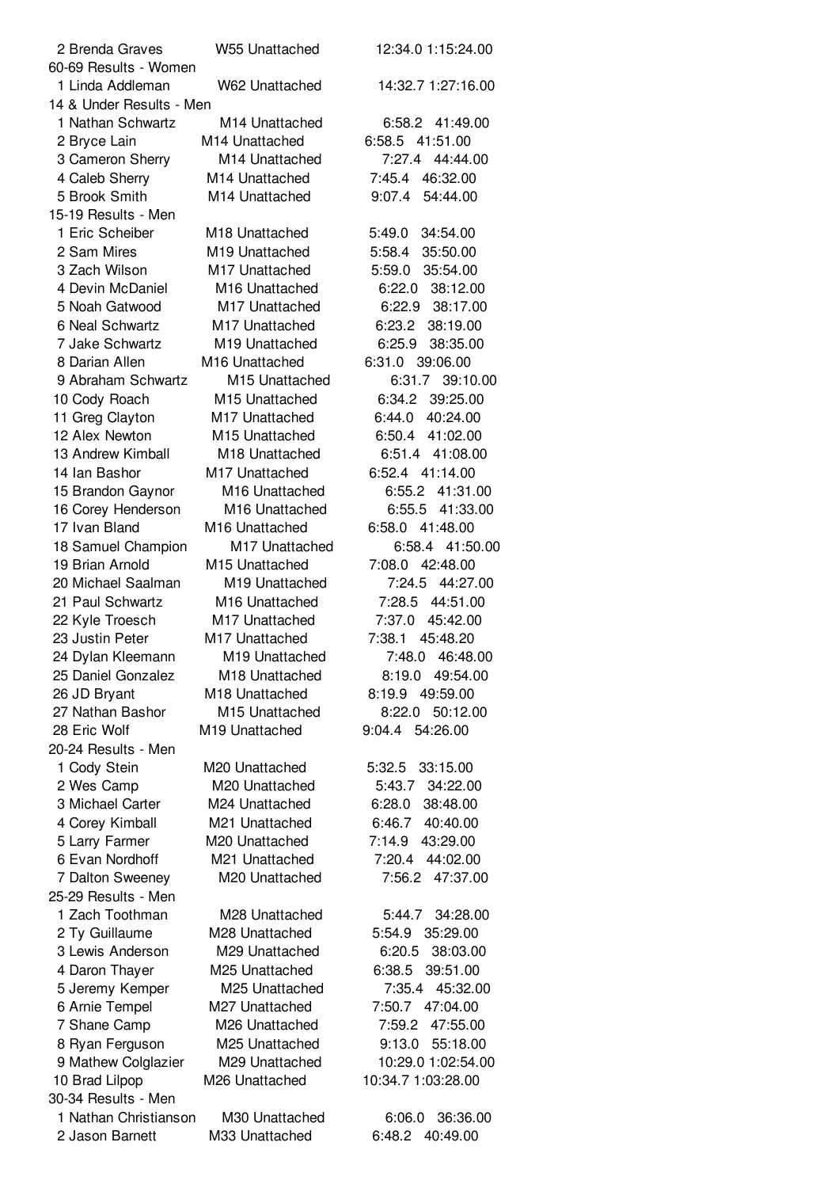2 Brenda Graves W55 Unattached 12:34.0 1:15:24.00

60-69 Results - Women

1 Linda Addleman W62 Unattached 14:32.7 1:27:16.00

14 & Under Results - Men

1 Nathan Schwartz M14 Unattached 6:58.2 41:49.00
2 Bryce Lain M14 Unattached 6:58.5 41:51.00
3 Cameron Sherry M14 Unattached 7:27.4 44:44.00
4 Caleb Sherry M14 Unattached 7:45.4 46:32.00
5 Brook Smith M14 Unattached 9:07.4 54:44.00

15-19 Results - Men

1 Eric Scheiber M18 Unattached 5:49.0 34:54.00
2 Sam Mires M19 Unattached 5:58.4 35:50.00
3 Zach Wilson M17 Unattached 5:59.0 35:54.00
4 Devin McDaniel M16 Unattached 6:22.0 38:12.00
5 Noah Gatwood M17 Unattached 6:22.9 38:17.00
6 Neal Schwartz M17 Unattached 6:23.2 38:19.00
7 Jake Schwartz M19 Unattached 6:25.9 38:35.00
8 Darian Allen M16 Unattached 6:31.0 39:06.00
9 Abraham Schwartz M15 Unattached 6:31.7 39:10.00
10 Cody Roach M15 Unattached 6:34.2 39:25.00
11 Greg Clayton M17 Unattached 6:44.0 40:24.00
12 Alex Newton M15 Unattached 6:50.4 41:02.00
13 Andrew Kimball M18 Unattached 6:51.4 41:08.00
14 Ian Bashor M17 Unattached 6:52.4 41:14.00
15 Brandon Gaynor M16 Unattached 6:55.2 41:31.00
16 Corey Henderson M16 Unattached 6:55.5 41:33.00
17 Ivan Bland M16 Unattached 6:58.0 41:48.00
18 Samuel Champion M17 Unattached 6:58.4 41:50.00
19 Brian Arnold M15 Unattached 7:08.0 42:48.00
20 Michael Saalman M19 Unattached 7:24.5 44:27.00
21 Paul Schwartz M16 Unattached 7:28.5 44:51.00
22 Kyle Troesch M17 Unattached 7:37.0 45:42.00
23 Justin Peter M17 Unattached 7:38.1 45:48.20
24 Dylan Kleemann M19 Unattached 7:48.0 46:48.00
25 Daniel Gonzalez M18 Unattached 8:19.0 49:54.00
26 JD Bryant M18 Unattached 8:19.9 49:59.00
27 Nathan Bashor M15 Unattached 8:22.0 50:12.00
28 Eric Wolf M19 Unattached 9:04.4 54:26.00

20-24 Results - Men

1 Cody Stein M20 Unattached 5:32.5 33:15.00
2 Wes Camp M20 Unattached 5:43.7 34:22.00
3 Michael Carter M24 Unattached 6:28.0 38:48.00
4 Corey Kimball M21 Unattached 6:46.7 40:40.00
5 Larry Farmer M20 Unattached 7:14.9 43:29.00
6 Evan Nordhoff M21 Unattached 7:20.4 44:02.00
7 Dalton Sweeney M20 Unattached 7:56.2 47:37.00

25-29 Results - Men

1 Zach Toothman M28 Unattached 5:44.7 34:28.00
2 Ty Guillaume M28 Unattached 5:54.9 35:29.00
3 Lewis Anderson M29 Unattached 6:20.5 38:03.00
4 Daron Thayer M25 Unattached 6:38.5 39:51.00
5 Jeremy Kemper M25 Unattached 7:35.4 45:32.00
6 Arnie Tempel M27 Unattached 7:50.7 47:04.00
7 Shane Camp M26 Unattached 7:59.2 47:55.00
8 Ryan Ferguson M25 Unattached 9:13.0 55:18.00
9 Mathew Colglazier M29 Unattached 10:29.0 1:02:54.00
10 Brad Lilpop M26 Unattached 10:34.7 1:03:28.00

30-34 Results - Men

1 Nathan Christianson M30 Unattached 6:06.0 36:36.00
2 Jason Barnett M33 Unattached 6:48.2 40:49.00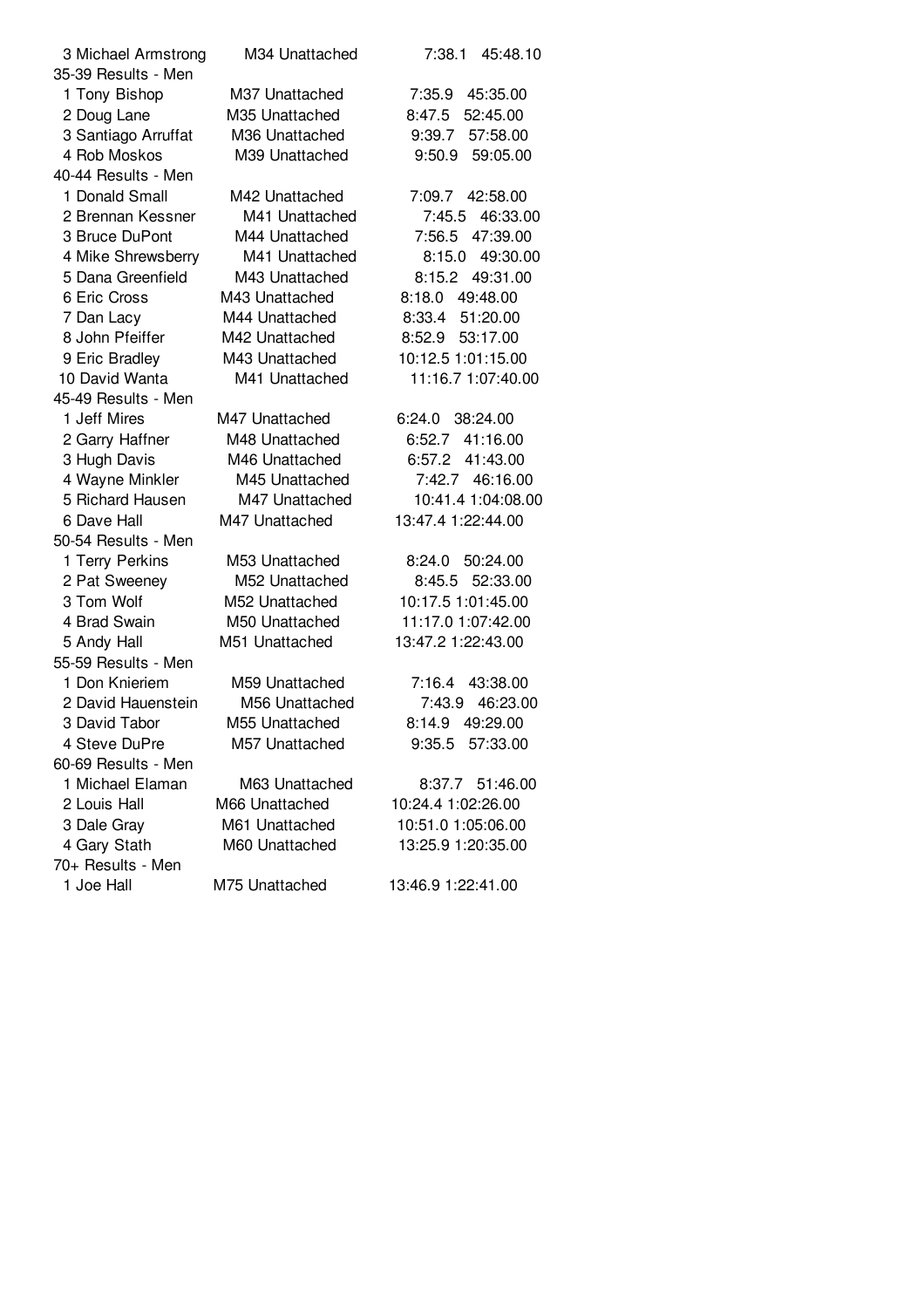| | | | | |
|---|---|---|---|---|
| 3 | Michael Armstrong | M34 Unattached | 7:38.1 | 45:48.10 |

35-39 Results - Men

| | | | | |
|---|---|---|---|---|
| 1 | Tony Bishop | M37 Unattached | 7:35.9 | 45:35.00 |
| 2 | Doug Lane | M35 Unattached | 8:47.5 | 52:45.00 |
| 3 | Santiago Arruffat | M36 Unattached | 9:39.7 | 57:58.00 |
| 4 | Rob Moskos | M39 Unattached | 9:50.9 | 59:05.00 |

40-44 Results - Men

| | | | | |
|---|---|---|---|---|
| 1 | Donald Small | M42 Unattached | 7:09.7 | 42:58.00 |
| 2 | Brennan Kessner | M41 Unattached | 7:45.5 | 46:33.00 |
| 3 | Bruce DuPont | M44 Unattached | 7:56.5 | 47:39.00 |
| 4 | Mike Shrewsberry | M41 Unattached | 8:15.0 | 49:30.00 |
| 5 | Dana Greenfield | M43 Unattached | 8:15.2 | 49:31.00 |
| 6 | Eric Cross | M43 Unattached | 8:18.0 | 49:48.00 |
| 7 | Dan Lacy | M44 Unattached | 8:33.4 | 51:20.00 |
| 8 | John Pfeiffer | M42 Unattached | 8:52.9 | 53:17.00 |
| 9 | Eric Bradley | M43 Unattached | 10:12.5 | 1:01:15.00 |
| 10 | David Wanta | M41 Unattached | 11:16.7 | 1:07:40.00 |

45-49 Results - Men

| | | | | |
|---|---|---|---|---|
| 1 | Jeff Mires | M47 Unattached | 6:24.0 | 38:24.00 |
| 2 | Garry Haffner | M48 Unattached | 6:52.7 | 41:16.00 |
| 3 | Hugh Davis | M46 Unattached | 6:57.2 | 41:43.00 |
| 4 | Wayne Minkler | M45 Unattached | 7:42.7 | 46:16.00 |
| 5 | Richard Hausen | M47 Unattached | 10:41.4 | 1:04:08.00 |
| 6 | Dave Hall | M47 Unattached | 13:47.4 | 1:22:44.00 |

50-54 Results - Men

| | | | | |
|---|---|---|---|---|
| 1 | Terry Perkins | M53 Unattached | 8:24.0 | 50:24.00 |
| 2 | Pat Sweeney | M52 Unattached | 8:45.5 | 52:33.00 |
| 3 | Tom Wolf | M52 Unattached | 10:17.5 | 1:01:45.00 |
| 4 | Brad Swain | M50 Unattached | 11:17.0 | 1:07:42.00 |
| 5 | Andy Hall | M51 Unattached | 13:47.2 | 1:22:43.00 |

55-59 Results - Men

| | | | | |
|---|---|---|---|---|
| 1 | Don Knieriem | M59 Unattached | 7:16.4 | 43:38.00 |
| 2 | David Hauenstein | M56 Unattached | 7:43.9 | 46:23.00 |
| 3 | David Tabor | M55 Unattached | 8:14.9 | 49:29.00 |
| 4 | Steve DuPre | M57 Unattached | 9:35.5 | 57:33.00 |

60-69 Results - Men

| | | | | |
|---|---|---|---|---|
| 1 | Michael Elaman | M63 Unattached | 8:37.7 | 51:46.00 |
| 2 | Louis Hall | M66 Unattached | 10:24.4 | 1:02:26.00 |
| 3 | Dale Gray | M61 Unattached | 10:51.0 | 1:05:06.00 |
| 4 | Gary Stath | M60 Unattached | 13:25.9 | 1:20:35.00 |

70+ Results - Men

| | | | | |
|---|---|---|---|---|
| 1 | Joe Hall | M75 Unattached | 13:46.9 | 1:22:41.00 |